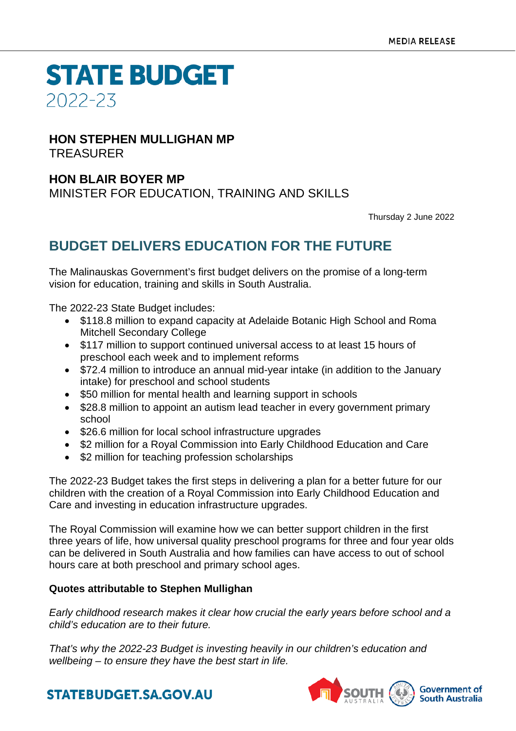MEDIA RELEASE

# STATE BUDGET
2022-23

**HON STEPHEN MULLIGHAN MP**
TREASURER

**HON BLAIR BOYER MP**
MINISTER FOR EDUCATION, TRAINING AND SKILLS

Thursday 2 June 2022

## BUDGET DELIVERS EDUCATION FOR THE FUTURE

The Malinauskas Government's first budget delivers on the promise of a long-term vision for education, training and skills in South Australia.

The 2022-23 State Budget includes:

- $118.8 million to expand capacity at Adelaide Botanic High School and Roma Mitchell Secondary College
- $117 million to support continued universal access to at least 15 hours of preschool each week and to implement reforms
- $72.4 million to introduce an annual mid-year intake (in addition to the January intake) for preschool and school students
- $50 million for mental health and learning support in schools
- $28.8 million to appoint an autism lead teacher in every government primary school
- $26.6 million for local school infrastructure upgrades
- $2 million for a Royal Commission into Early Childhood Education and Care
- $2 million for teaching profession scholarships

The 2022-23 Budget takes the first steps in delivering a plan for a better future for our children with the creation of a Royal Commission into Early Childhood Education and Care and investing in education infrastructure upgrades.

The Royal Commission will examine how we can better support children in the first three years of life, how universal quality preschool programs for three and four year olds can be delivered in South Australia and how families can have access to out of school hours care at both preschool and primary school ages.

**Quotes attributable to Stephen Mullighan**

*Early childhood research makes it clear how crucial the early years before school and a child's education are to their future.*

*That's why the 2022-23 Budget is investing heavily in our children's education and wellbeing – to ensure they have the best start in life.*

STATEBUDGET.SA.GOV.AU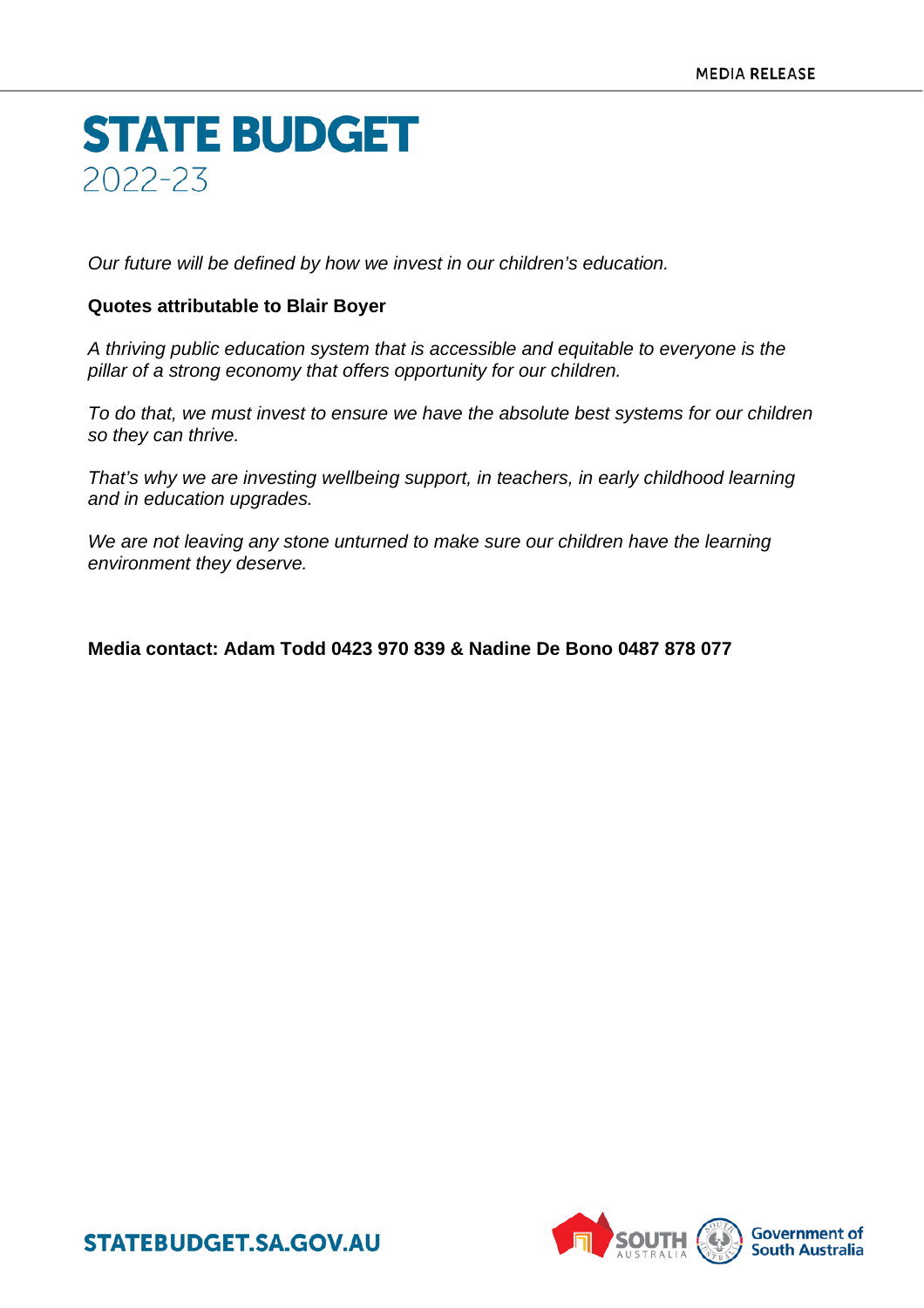*Our future will be defined by how we invest in our children's education.*

**Quotes attributable to Blair Boyer**

*A thriving public education system that is accessible and equitable to everyone is the pillar of a strong economy that offers opportunity for our children.*

*To do that, we must invest to ensure we have the absolute best systems for our children so they can thrive.*

*That's why we are investing wellbeing support, in teachers, in early childhood learning and in education upgrades.*

*We are not leaving any stone unturned to make sure our children have the learning environment they deserve.*

**Media contact: Adam Todd 0423 970 839 & Nadine De Bono 0487 878 077**